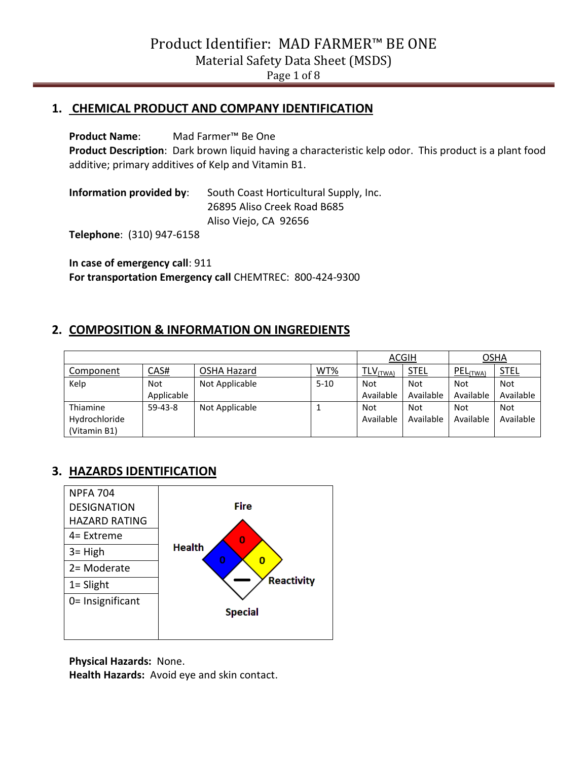# Product Identifier: MAD FARMER™ BE ONE

Material Safety Data Sheet (MSDS)

## 1. CHEMICAL PRODUCT AND COMPANY IDENTIFICATION

**Product Name**: Mad Farmer™ Be One

**Product Description**: Dark brown liquid having a characteristic kelp odor. This product is a plant food additive; primary additives of Kelp and Vitamin B1.

**Information provided by**: South Coast Horticultural Supply, Inc.
26895 Aliso Creek Road B685
Aliso Viejo, CA 92656

**Telephone**: (310) 947-6158

**In case of emergency call**: 911

**For transportation Emergency call** CHEMTREC: 800-424-9300

## 2. COMPOSITION & INFORMATION ON INGREDIENTS

| | | | | ACGIH | | OSHA | |
|---|---|---|---|---|---|---|---|
| Component | CAS# | OSHA Hazard | WT% | $TLV_{(TWA)}$ | STEL | $PEL_{(TWA)}$ | STEL |
| Kelp | Not Applicable | Not Applicable | 5-10 | Not Available | Not Available | Not Available | Not Available |
| Thiamine Hydrochloride (Vitamin B1) | 59-43-8 | Not Applicable | 1 | Not Available | Not Available | Not Available | Not Available |

## 3. HAZARDS IDENTIFICATION

| NPFA 704 DESIGNATION HAZARD RATING |
|---|
| 4= Extreme |
| 3= High |
| 2= Moderate |
| 1= Slight |
| 0= Insignificant |

Fire: 0
Health: 0
Reactivity: 0
Special: —

**Physical Hazards:** None.

**Health Hazards:** Avoid eye and skin contact.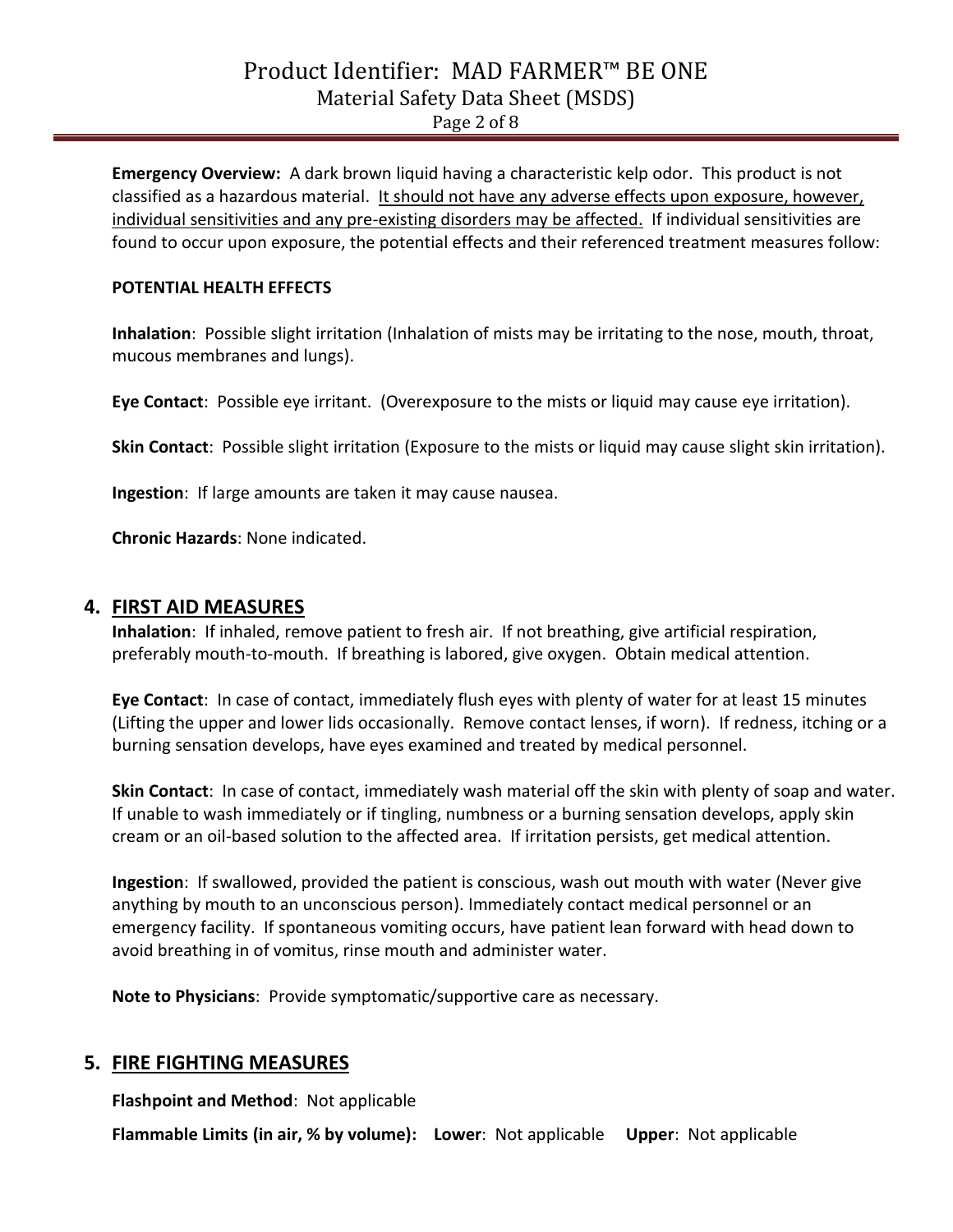**Emergency Overview:** A dark brown liquid having a characteristic kelp odor. This product is not classified as a hazardous material. It should not have any adverse effects upon exposure, however, individual sensitivities and any pre-existing disorders may be affected. If individual sensitivities are found to occur upon exposure, the potential effects and their referenced treatment measures follow:

**POTENTIAL HEALTH EFFECTS**

**Inhalation**: Possible slight irritation (Inhalation of mists may be irritating to the nose, mouth, throat, mucous membranes and lungs).

**Eye Contact**: Possible eye irritant. (Overexposure to the mists or liquid may cause eye irritation).

**Skin Contact**: Possible slight irritation (Exposure to the mists or liquid may cause slight skin irritation).

**Ingestion**: If large amounts are taken it may cause nausea.

**Chronic Hazards**: None indicated.

## 4. FIRST AID MEASURES

**Inhalation**: If inhaled, remove patient to fresh air. If not breathing, give artificial respiration, preferably mouth-to-mouth. If breathing is labored, give oxygen. Obtain medical attention.

**Eye Contact**: In case of contact, immediately flush eyes with plenty of water for at least 15 minutes (Lifting the upper and lower lids occasionally. Remove contact lenses, if worn). If redness, itching or a burning sensation develops, have eyes examined and treated by medical personnel.

**Skin Contact**: In case of contact, immediately wash material off the skin with plenty of soap and water. If unable to wash immediately or if tingling, numbness or a burning sensation develops, apply skin cream or an oil-based solution to the affected area. If irritation persists, get medical attention.

**Ingestion**: If swallowed, provided the patient is conscious, wash out mouth with water (Never give anything by mouth to an unconscious person). Immediately contact medical personnel or an emergency facility. If spontaneous vomiting occurs, have patient lean forward with head down to avoid breathing in of vomitus, rinse mouth and administer water.

**Note to Physicians**: Provide symptomatic/supportive care as necessary.

## 5. FIRE FIGHTING MEASURES

**Flashpoint and Method**: Not applicable

**Flammable Limits (in air, % by volume): Lower**: Not applicable **Upper**: Not applicable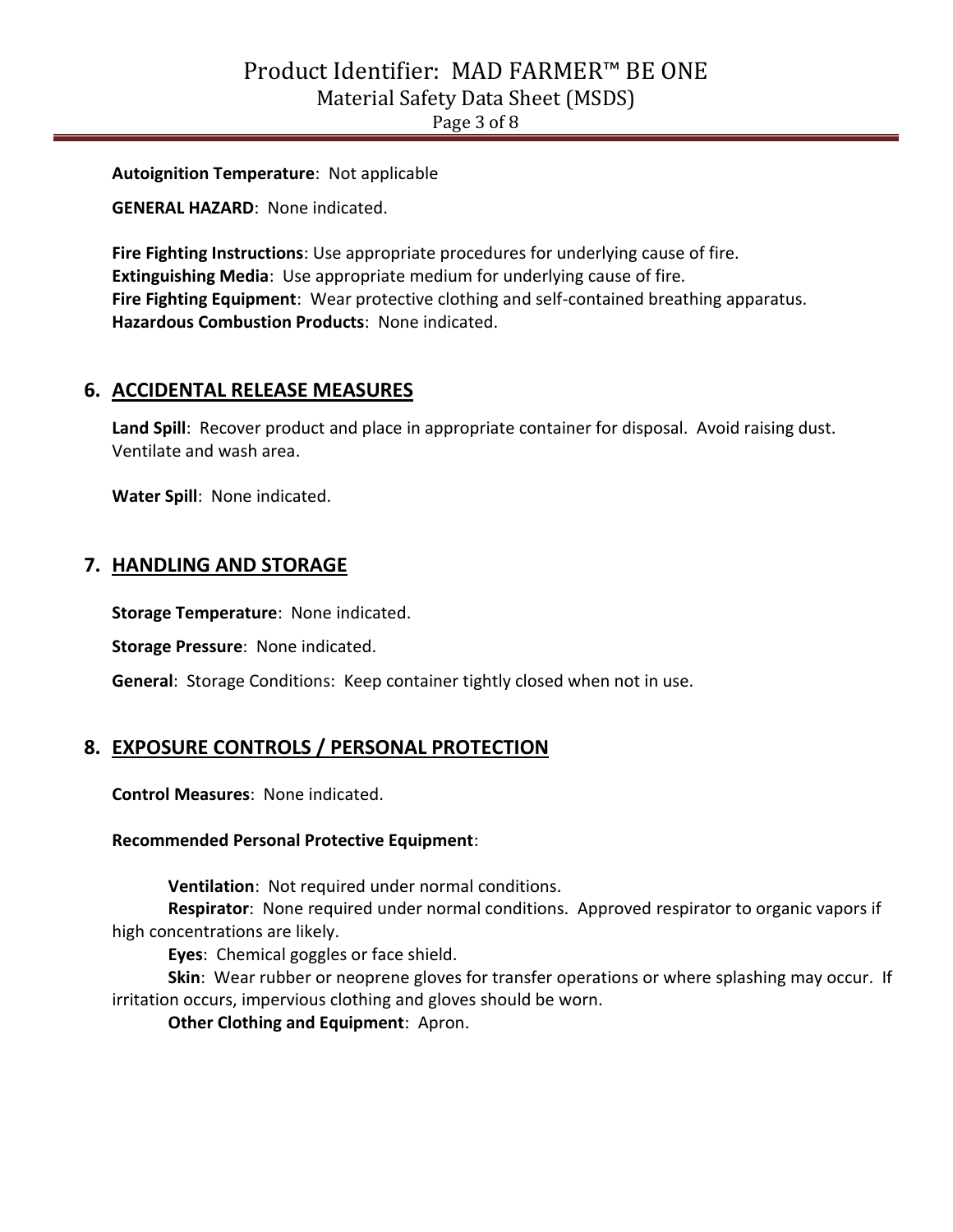**Autoignition Temperature**: Not applicable

**GENERAL HAZARD**: None indicated.

**Fire Fighting Instructions**: Use appropriate procedures for underlying cause of fire.
**Extinguishing Media**: Use appropriate medium for underlying cause of fire.
**Fire Fighting Equipment**: Wear protective clothing and self-contained breathing apparatus.
**Hazardous Combustion Products**: None indicated.

## 6. ACCIDENTAL RELEASE MEASURES

**Land Spill**: Recover product and place in appropriate container for disposal. Avoid raising dust. Ventilate and wash area.

**Water Spill**: None indicated.

## 7. HANDLING AND STORAGE

**Storage Temperature**: None indicated.

**Storage Pressure**: None indicated.

**General**: Storage Conditions: Keep container tightly closed when not in use.

## 8. EXPOSURE CONTROLS / PERSONAL PROTECTION

**Control Measures**: None indicated.

**Recommended Personal Protective Equipment**:

**Ventilation**: Not required under normal conditions.
**Respirator**: None required under normal conditions. Approved respirator to organic vapors if high concentrations are likely.
**Eyes**: Chemical goggles or face shield.
**Skin**: Wear rubber or neoprene gloves for transfer operations or where splashing may occur. If irritation occurs, impervious clothing and gloves should be worn.
**Other Clothing and Equipment**: Apron.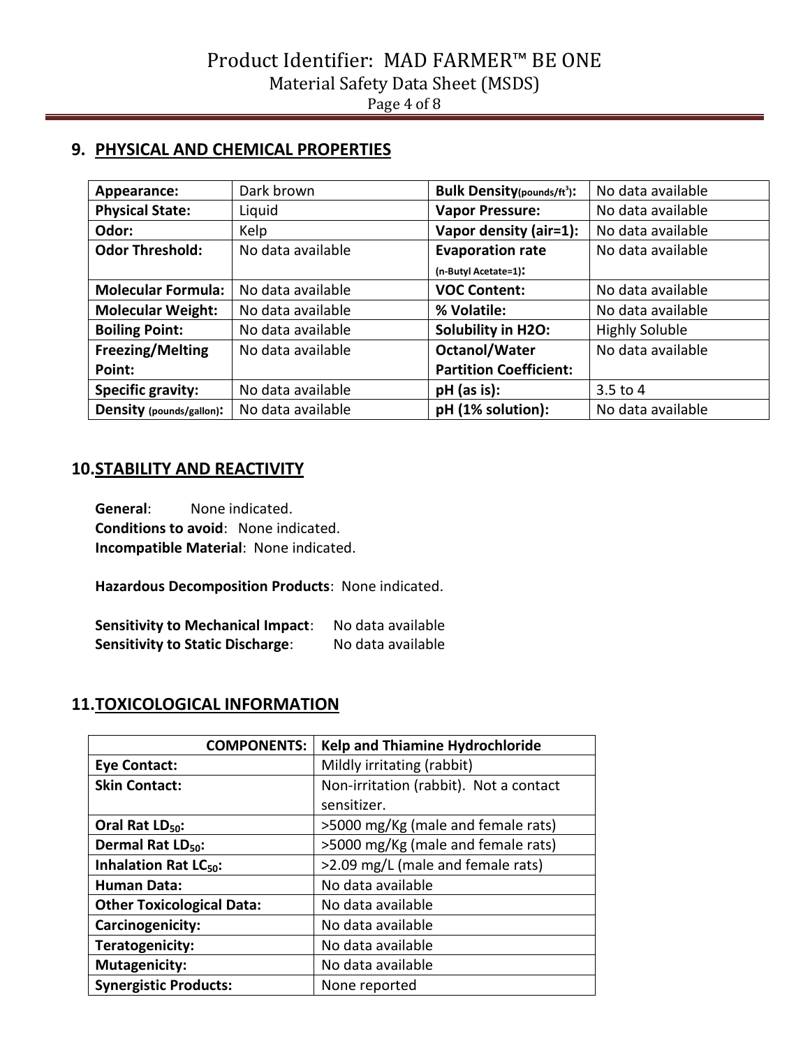## 9. PHYSICAL AND CHEMICAL PROPERTIES

| | | | |
|---|---|---|---|
| **Appearance:** | Dark brown | **Bulk Density(pounds/ft$^3$):** | No data available |
| **Physical State:** | Liquid | **Vapor Pressure:** | No data available |
| **Odor:** | Kelp | **Vapor density (air=1):** | No data available |
| **Odor Threshold:** | No data available | **Evaporation rate (n-Butyl Acetate=1):** | No data available |
| **Molecular Formula:** | No data available | **VOC Content:** | No data available |
| **Molecular Weight:** | No data available | **% Volatile:** | No data available |
| **Boiling Point:** | No data available | **Solubility in H2O:** | Highly Soluble |
| **Freezing/Melting Point:** | No data available | **Octanol/Water Partition Coefficient:** | No data available |
| **Specific gravity:** | No data available | **pH (as is):** | 3.5 to 4 |
| **Density (pounds/gallon):** | No data available | **pH (1% solution):** | No data available |

## 10. STABILITY AND REACTIVITY

**General**: None indicated.
**Conditions to avoid**: None indicated.
**Incompatible Material**: None indicated.

**Hazardous Decomposition Products**: None indicated.

**Sensitivity to Mechanical Impact**: No data available
**Sensitivity to Static Discharge**: No data available

## 11. TOXICOLOGICAL INFORMATION

| COMPONENTS: | Kelp and Thiamine Hydrochloride |
|---|---|
| **Eye Contact:** | Mildly irritating (rabbit) |
| **Skin Contact:** | Non-irritation (rabbit). Not a contact sensitizer. |
| **Oral Rat $LD_{50}$:** | >5000 mg/Kg (male and female rats) |
| **Dermal Rat $LD_{50}$:** | >5000 mg/Kg (male and female rats) |
| **Inhalation Rat $LC_{50}$:** | >2.09 mg/L (male and female rats) |
| **Human Data:** | No data available |
| **Other Toxicological Data:** | No data available |
| **Carcinogenicity:** | No data available |
| **Teratogenicity:** | No data available |
| **Mutagenicity:** | No data available |
| **Synergistic Products:** | None reported |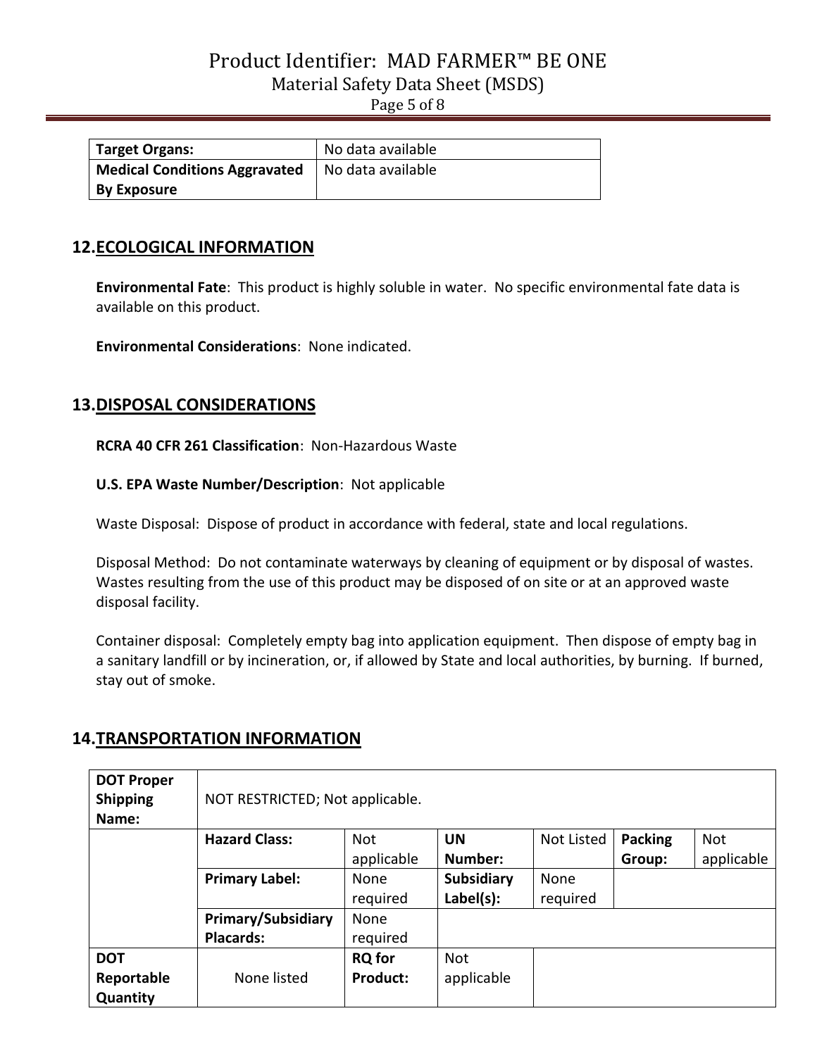| Target Organs: | No data available |
|---|---|
| Medical Conditions Aggravated By Exposure | No data available |

## 12. ECOLOGICAL INFORMATION

**Environmental Fate**: This product is highly soluble in water. No specific environmental fate data is available on this product.

**Environmental Considerations**: None indicated.

## 13. DISPOSAL CONSIDERATIONS

**RCRA 40 CFR 261 Classification**: Non-Hazardous Waste

**U.S. EPA Waste Number/Description**: Not applicable

Waste Disposal: Dispose of product in accordance with federal, state and local regulations.

Disposal Method: Do not contaminate waterways by cleaning of equipment or by disposal of wastes. Wastes resulting from the use of this product may be disposed of on site or at an approved waste disposal facility.

Container disposal: Completely empty bag into application equipment. Then dispose of empty bag in a sanitary landfill or by incineration, or, if allowed by State and local authorities, by burning. If burned, stay out of smoke.

## 14. TRANSPORTATION INFORMATION

| DOT Proper Shipping Name: | NOT RESTRICTED; Not applicable. | | | | | |
|---|---|---|---|---|---|---|
| | **Hazard Class:** | Not applicable | **UN Number:** | Not Listed | **Packing Group:** | Not applicable |
| | **Primary Label:** | None required | **Subsidiary Label(s):** | None required | | |
| | **Primary/Subsidiary Placards:** | None required | | | | |
| **DOT Reportable Quantity** | None listed | **RQ for Product:** | Not applicable | | | |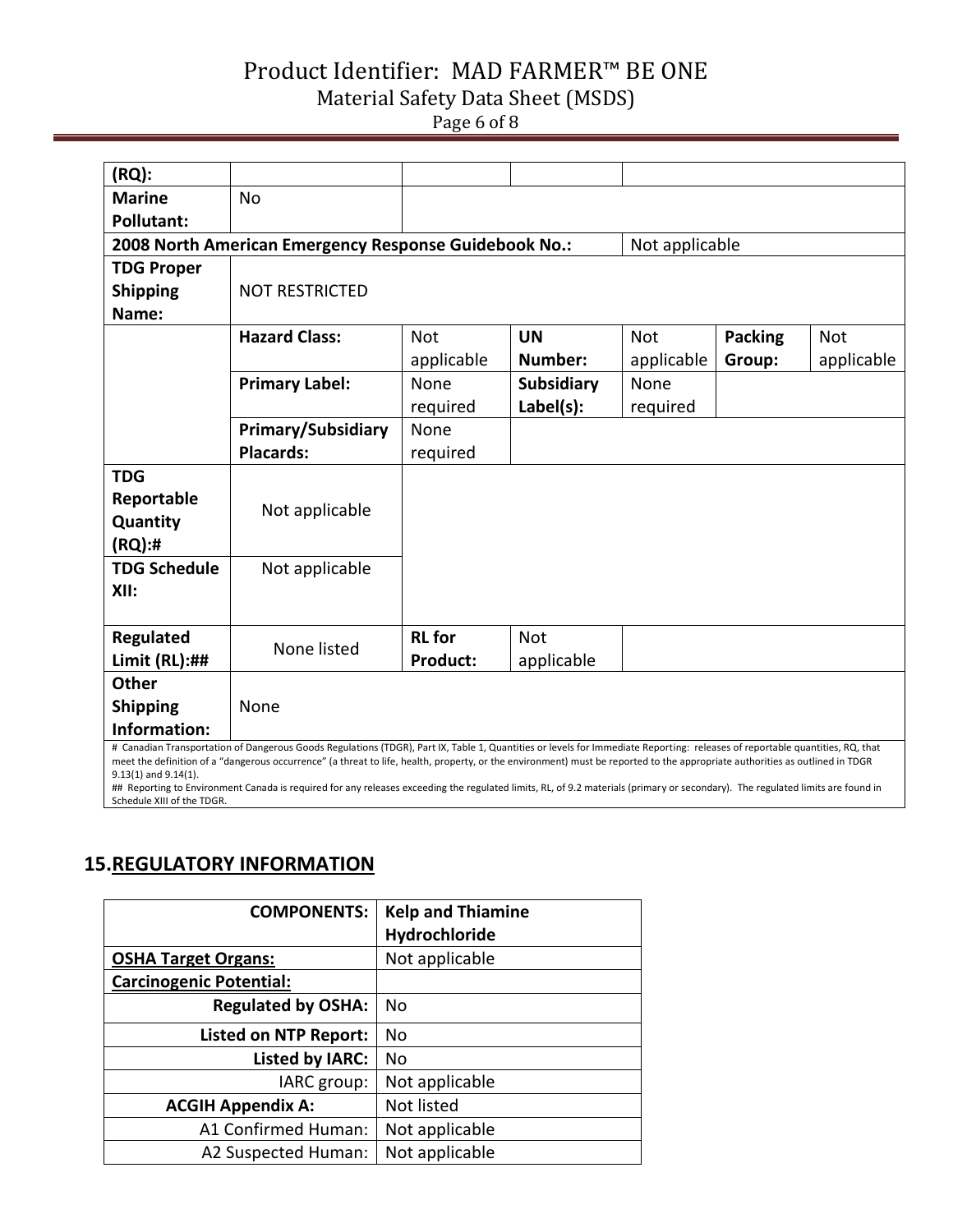| (RQ): | | | | | | |
|---|---|---|---|---|---|---|
| Marine Pollutant: | No | | | | | |
| 2008 North American Emergency Response Guidebook No.: | | | | Not applicable | | |
| TDG Proper Shipping Name: | NOT RESTRICTED | | | | | |
| | Hazard Class: | Not applicable | UN Number: | Not applicable | Packing Group: | Not applicable |
| | Primary Label: | None required | Subsidiary Label(s): | None required | | |
| | Primary/Subsidiary Placards: | None required | | | | |
| TDG Reportable Quantity (RQ):# | Not applicable | | | | | |
| TDG Schedule XII: | Not applicable | | | | | |
| Regulated Limit (RL):## | None listed | RL for Product: | Not applicable | | | |
| Other Shipping Information: | None | | | | | |

# Canadian Transportation of Dangerous Goods Regulations (TDGR), Part IX, Table 1, Quantities or levels for Immediate Reporting: releases of reportable quantities, RQ, that meet the definition of a "dangerous occurrence" (a threat to life, health, property, or the environment) must be reported to the appropriate authorities as outlined in TDGR 9.13(1) and 9.14(1).
## Reporting to Environment Canada is required for any releases exceeding the regulated limits, RL, of 9.2 materials (primary or secondary). The regulated limits are found in Schedule XIII of the TDGR.

## 15. REGULATORY INFORMATION

| COMPONENTS: | Kelp and Thiamine Hydrochloride |
|---|---|
| OSHA Target Organs: | Not applicable |
| Carcinogenic Potential: | |
| Regulated by OSHA: | No |
| Listed on NTP Report: | No |
| Listed by IARC: | No |
| IARC group: | Not applicable |
| ACGIH Appendix A: | Not listed |
| A1 Confirmed Human: | Not applicable |
| A2 Suspected Human: | Not applicable |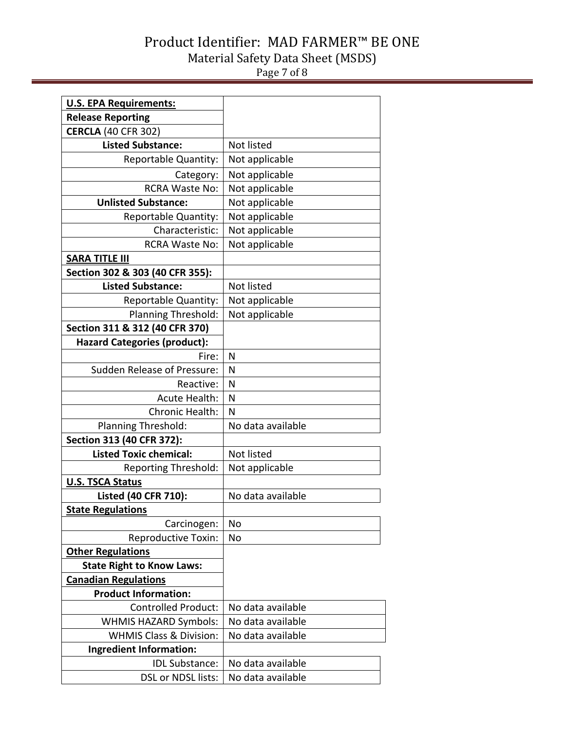| **U.S. EPA Requirements:** | |
|---|---|
| **Release Reporting** | |
| **CERCLA** (40 CFR 302) | |
| **Listed Substance:** | Not listed |
| Reportable Quantity: | Not applicable |
| Category: | Not applicable |
| RCRA Waste No: | Not applicable |
| **Unlisted Substance:** | Not applicable |
| Reportable Quantity: | Not applicable |
| Characteristic: | Not applicable |
| RCRA Waste No: | Not applicable |
| **SARA TITLE III** | |
| **Section 302 & 303 (40 CFR 355):** | |
| **Listed Substance:** | Not listed |
| Reportable Quantity: | Not applicable |
| Planning Threshold: | Not applicable |
| **Section 311 & 312 (40 CFR 370)** | |
| **Hazard Categories (product):** | |
| Fire: | N |
| Sudden Release of Pressure: | N |
| Reactive: | N |
| Acute Health: | N |
| Chronic Health: | N |
| Planning Threshold: | No data available |
| **Section 313 (40 CFR 372):** | |
| **Listed Toxic chemical:** | Not listed |
| Reporting Threshold: | Not applicable |
| **U.S. TSCA Status** | |
| **Listed (40 CFR 710):** | No data available |
| **State Regulations** | |
| Carcinogen: | No |
| Reproductive Toxin: | No |
| **Other Regulations** | |
| **State Right to Know Laws:** | |
| **Canadian Regulations** | |
| **Product Information:** | |
| Controlled Product: | No data available |
| WHMIS HAZARD Symbols: | No data available |
| WHMIS Class & Division: | No data available |
| **Ingredient Information:** | |
| IDL Substance: | No data available |
| DSL or NDSL lists: | No data available |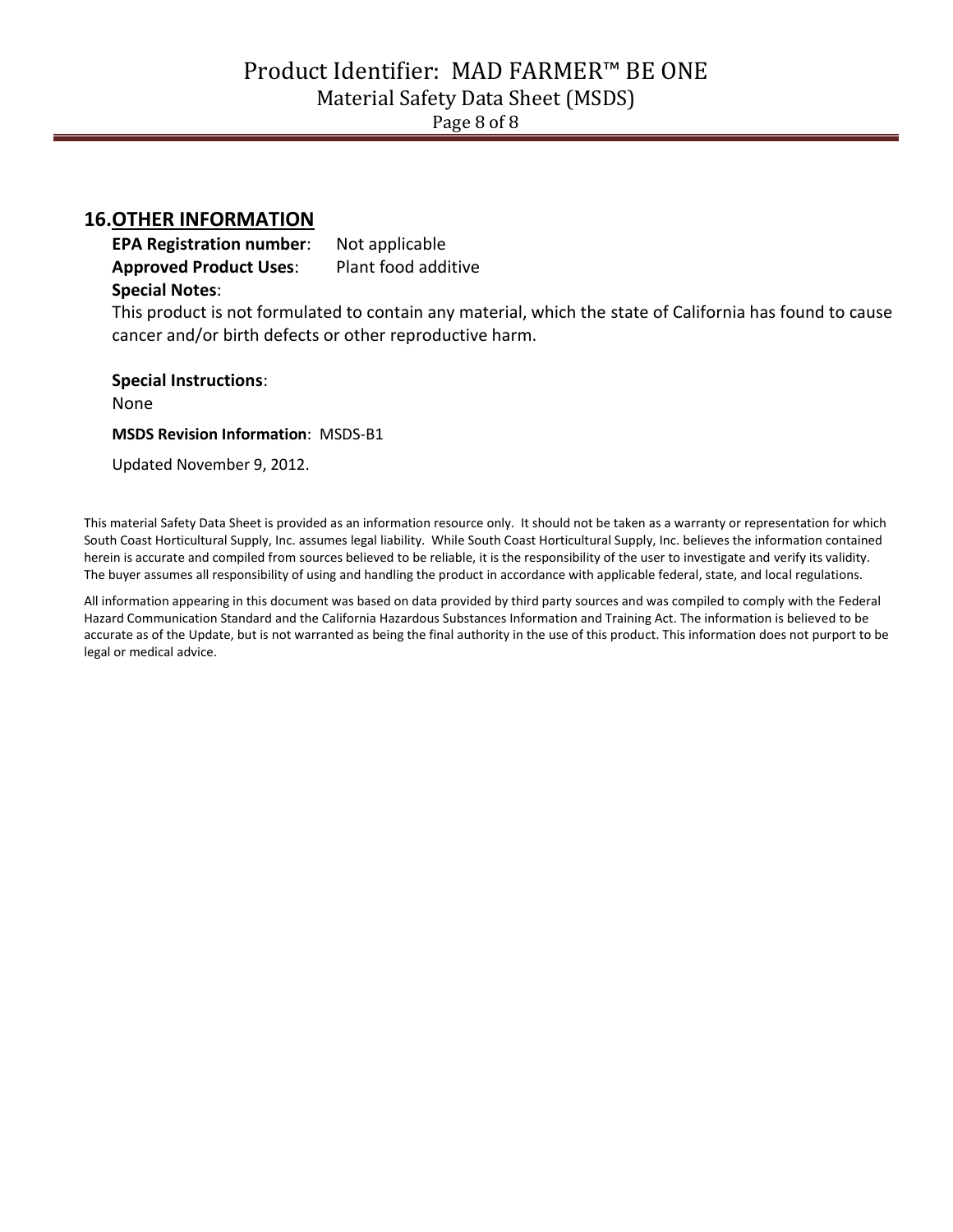## 16. OTHER INFORMATION

**EPA Registration number**: Not applicable

**Approved Product Uses**: Plant food additive

**Special Notes**:

This product is not formulated to contain any material, which the state of California has found to cause cancer and/or birth defects or other reproductive harm.

**Special Instructions**:

None

**MSDS Revision Information**: MSDS-B1

Updated November 9, 2012.

This material Safety Data Sheet is provided as an information resource only. It should not be taken as a warranty or representation for which South Coast Horticultural Supply, Inc. assumes legal liability. While South Coast Horticultural Supply, Inc. believes the information contained herein is accurate and compiled from sources believed to be reliable, it is the responsibility of the user to investigate and verify its validity. The buyer assumes all responsibility of using and handling the product in accordance with applicable federal, state, and local regulations.

All information appearing in this document was based on data provided by third party sources and was compiled to comply with the Federal Hazard Communication Standard and the California Hazardous Substances Information and Training Act. The information is believed to be accurate as of the Update, but is not warranted as being the final authority in the use of this product. This information does not purport to be legal or medical advice.